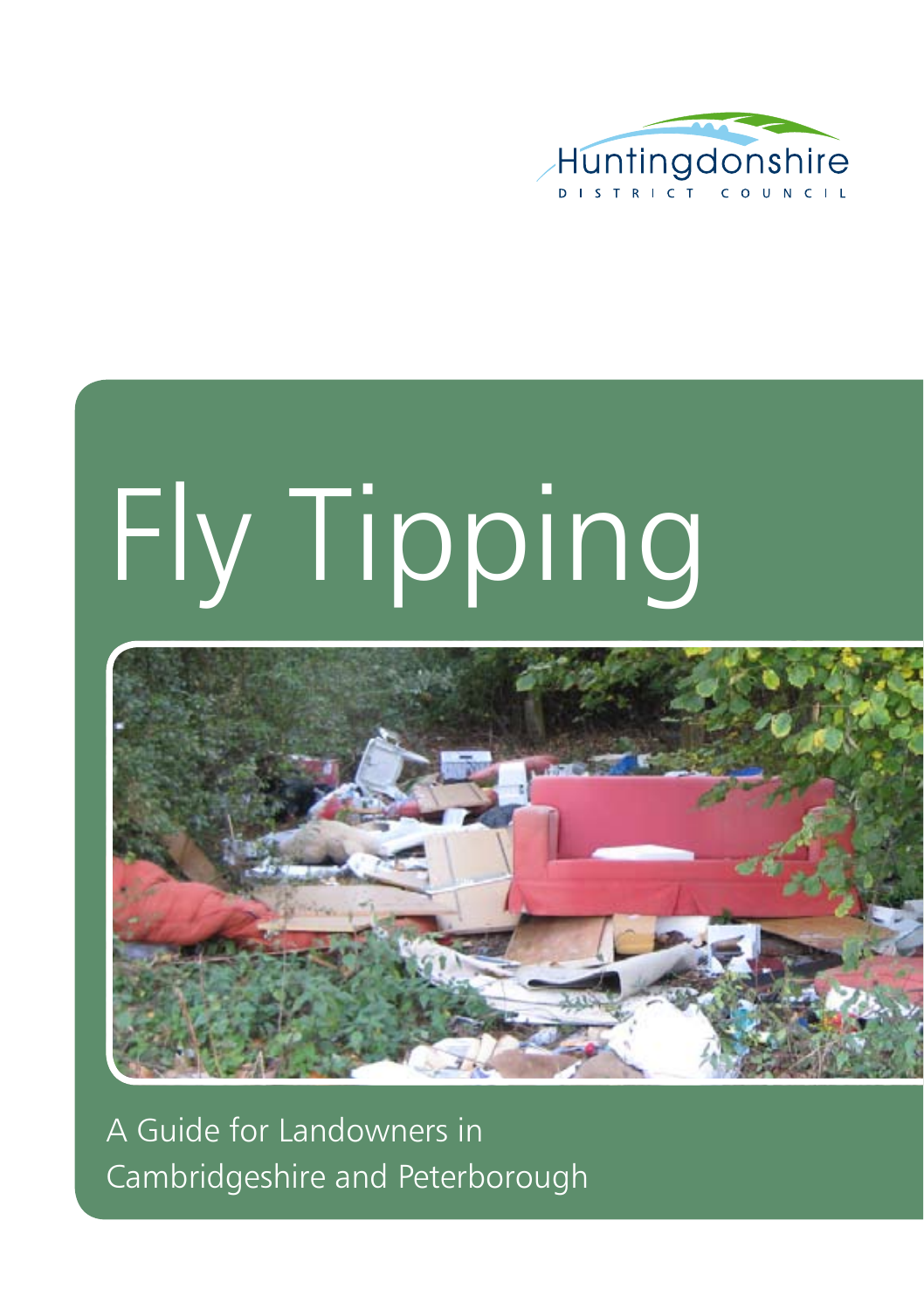Huntingdonshire
DISTRICT COUNCIL

# Fly Tipping

A Guide for Landowners in Cambridgeshire and Peterborough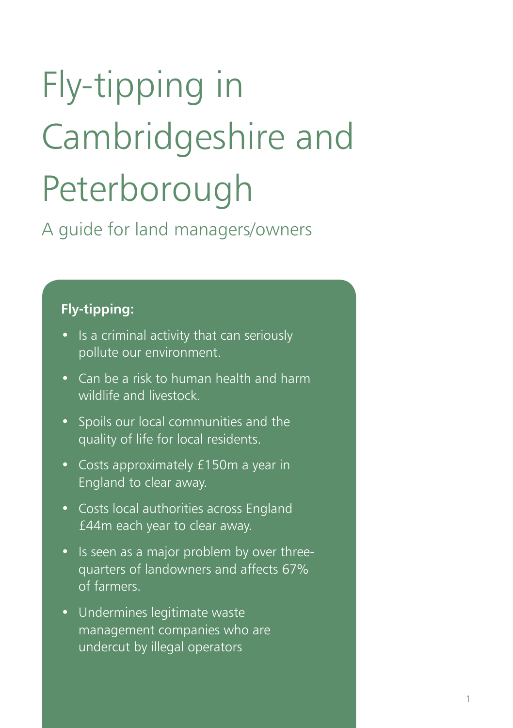# Fly-tipping in Cambridgeshire and Peterborough

## A guide for land managers/owners

**Fly-tipping:**

- Is a criminal activity that can seriously pollute our environment.
- Can be a risk to human health and harm wildlife and livestock.
- Spoils our local communities and the quality of life for local residents.
- Costs approximately £150m a year in England to clear away.
- Costs local authorities across England £44m each year to clear away.
- Is seen as a major problem by over three-quarters of landowners and affects 67% of farmers.
- Undermines legitimate waste management companies who are undercut by illegal operators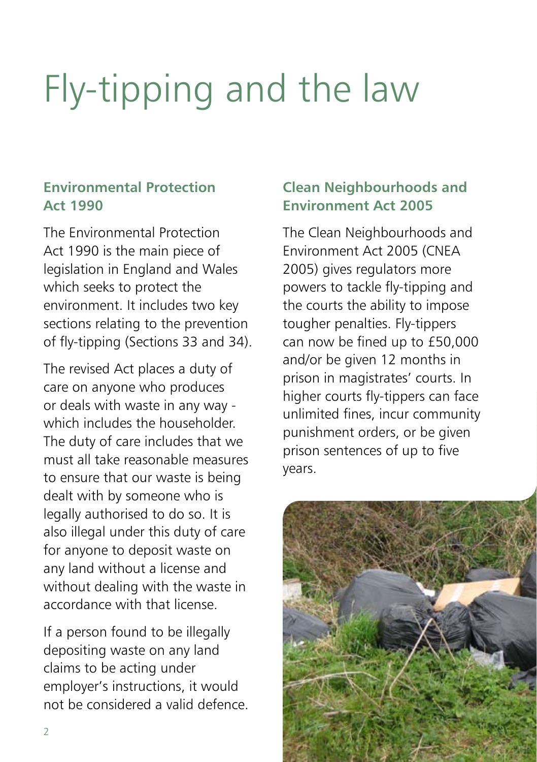# Fly-tipping and the law

## Environmental Protection Act 1990

The Environmental Protection Act 1990 is the main piece of legislation in England and Wales which seeks to protect the environment. It includes two key sections relating to the prevention of fly-tipping (Sections 33 and 34).

The revised Act places a duty of care on anyone who produces or deals with waste in any way - which includes the householder. The duty of care includes that we must all take reasonable measures to ensure that our waste is being dealt with by someone who is legally authorised to do so. It is also illegal under this duty of care for anyone to deposit waste on any land without a license and without dealing with the waste in accordance with that license.

If a person found to be illegally depositing waste on any land claims to be acting under employer's instructions, it would not be considered a valid defence.

## Clean Neighbourhoods and Environment Act 2005

The Clean Neighbourhoods and Environment Act 2005 (CNEA 2005) gives regulators more powers to tackle fly-tipping and the courts the ability to impose tougher penalties. Fly-tippers can now be fined up to £50,000 and/or be given 12 months in prison in magistrates' courts. In higher courts fly-tippers can face unlimited fines, incur community punishment orders, or be given prison sentences of up to five years.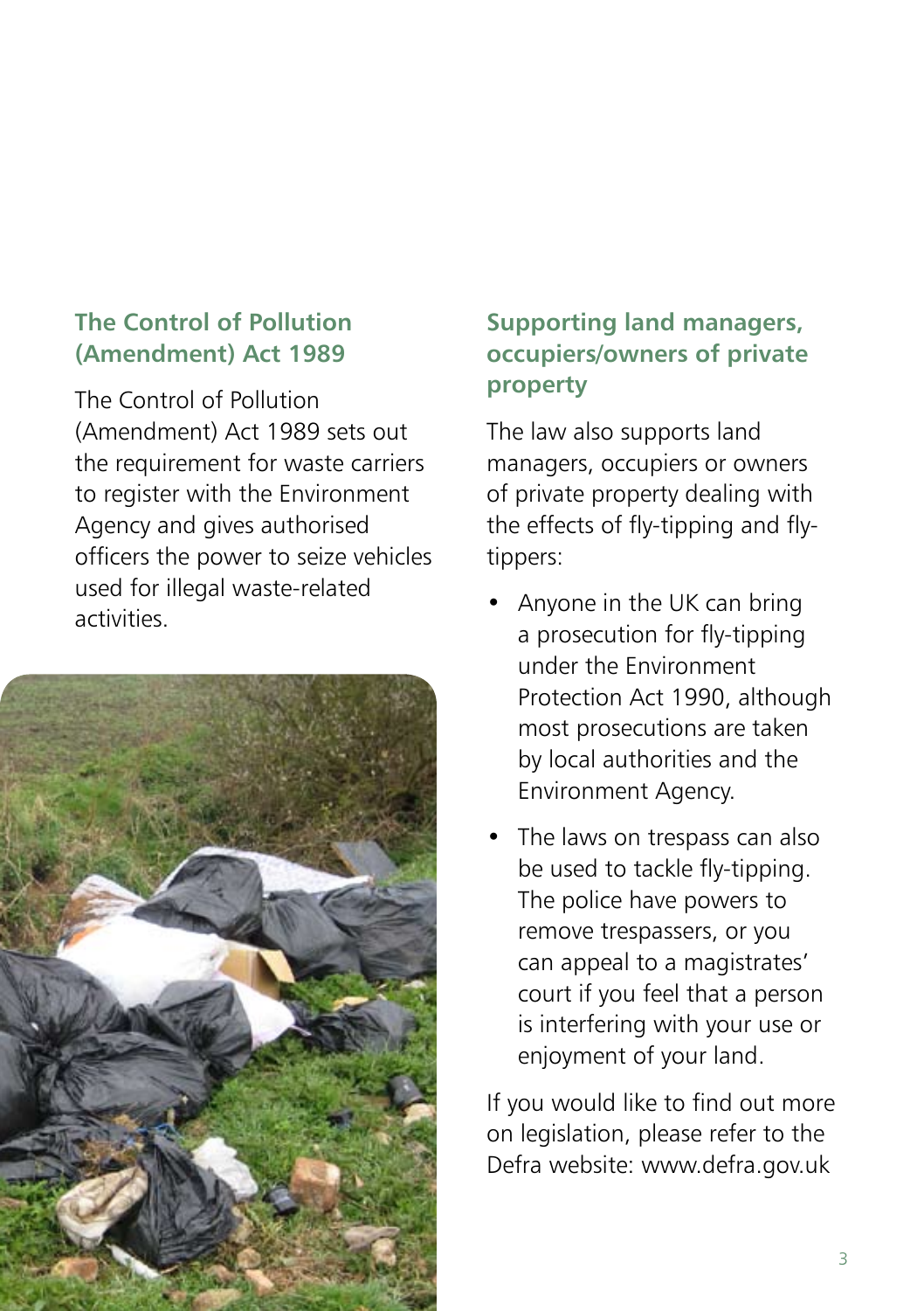## The Control of Pollution (Amendment) Act 1989

The Control of Pollution (Amendment) Act 1989 sets out the requirement for waste carriers to register with the Environment Agency and gives authorised officers the power to seize vehicles used for illegal waste-related activities.

## Supporting land managers, occupiers/owners of private property

The law also supports land managers, occupiers or owners of private property dealing with the effects of fly-tipping and fly-tippers:

- Anyone in the UK can bring a prosecution for fly-tipping under the Environment Protection Act 1990, although most prosecutions are taken by local authorities and the Environment Agency.
- The laws on trespass can also be used to tackle fly-tipping. The police have powers to remove trespassers, or you can appeal to a magistrates' court if you feel that a person is interfering with your use or enjoyment of your land.

If you would like to find out more on legislation, please refer to the Defra website: www.defra.gov.uk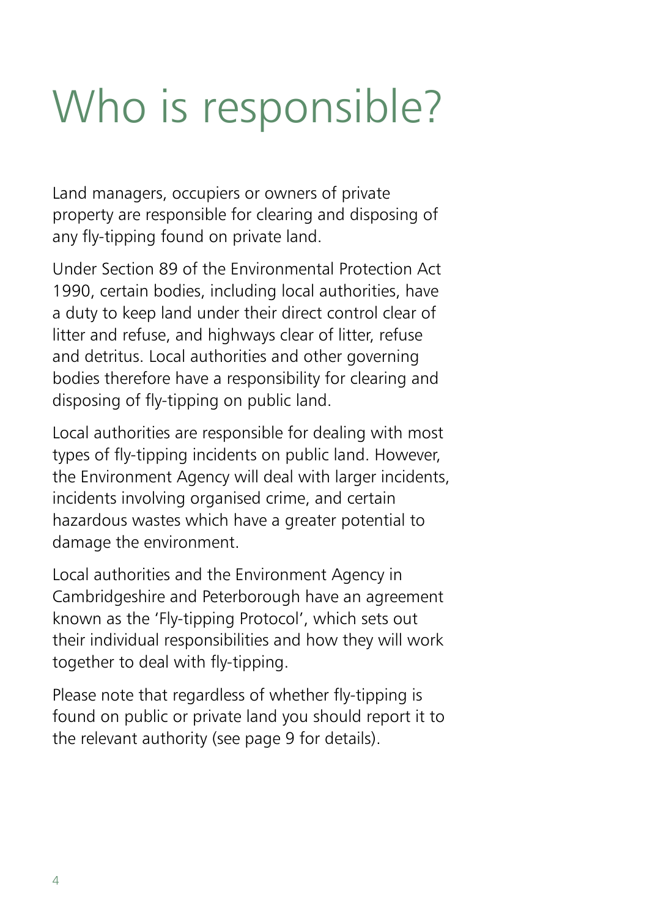# Who is responsible?

Land managers, occupiers or owners of private property are responsible for clearing and disposing of any fly-tipping found on private land.

Under Section 89 of the Environmental Protection Act 1990, certain bodies, including local authorities, have a duty to keep land under their direct control clear of litter and refuse, and highways clear of litter, refuse and detritus. Local authorities and other governing bodies therefore have a responsibility for clearing and disposing of fly-tipping on public land.

Local authorities are responsible for dealing with most types of fly-tipping incidents on public land. However, the Environment Agency will deal with larger incidents, incidents involving organised crime, and certain hazardous wastes which have a greater potential to damage the environment.

Local authorities and the Environment Agency in Cambridgeshire and Peterborough have an agreement known as the 'Fly-tipping Protocol', which sets out their individual responsibilities and how they will work together to deal with fly-tipping.

Please note that regardless of whether fly-tipping is found on public or private land you should report it to the relevant authority (see page 9 for details).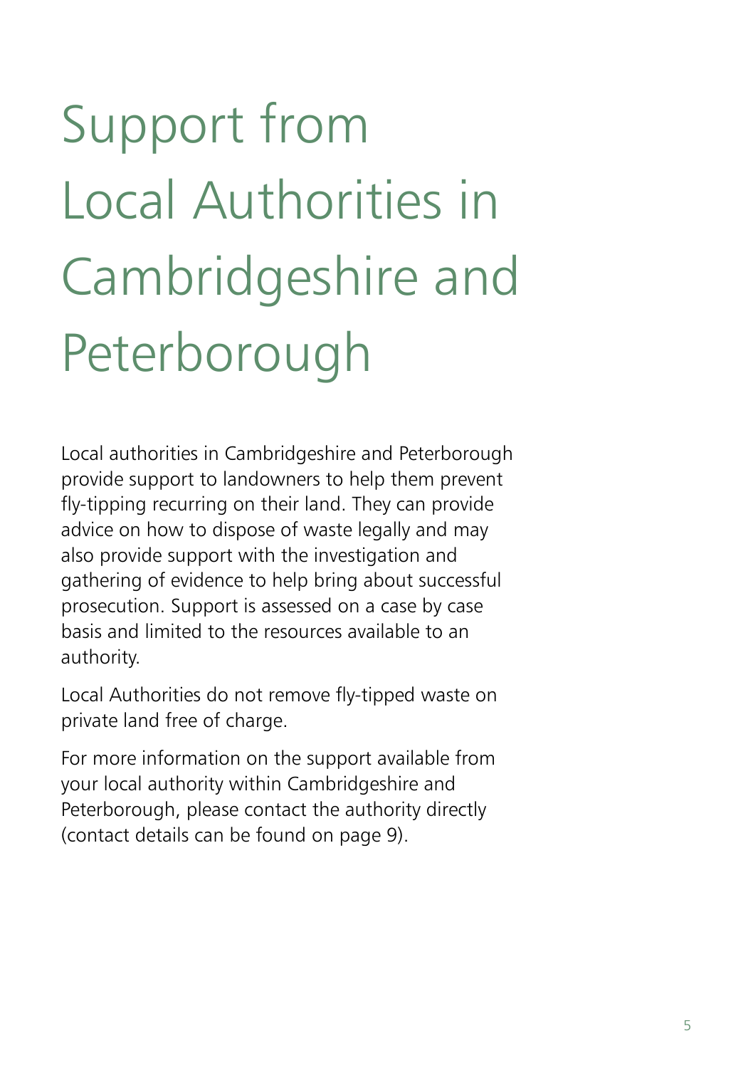# Support from Local Authorities in Cambridgeshire and Peterborough

Local authorities in Cambridgeshire and Peterborough provide support to landowners to help them prevent fly-tipping recurring on their land. They can provide advice on how to dispose of waste legally and may also provide support with the investigation and gathering of evidence to help bring about successful prosecution. Support is assessed on a case by case basis and limited to the resources available to an authority.

Local Authorities do not remove fly-tipped waste on private land free of charge.

For more information on the support available from your local authority within Cambridgeshire and Peterborough, please contact the authority directly (contact details can be found on page 9).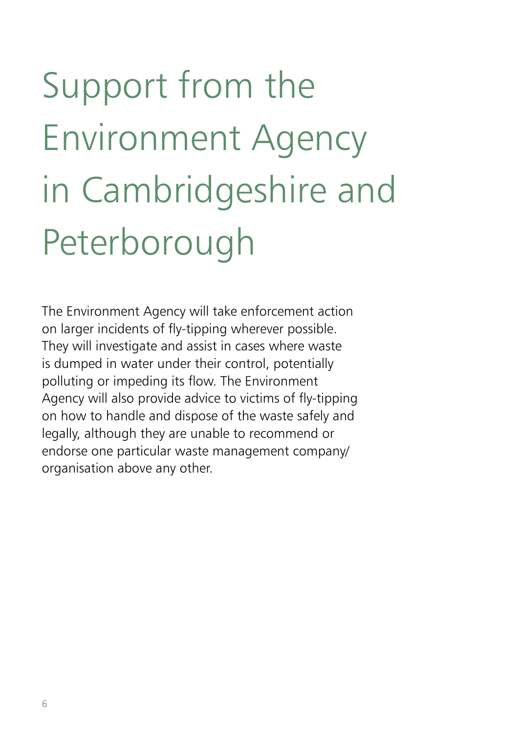# Support from the Environment Agency in Cambridgeshire and Peterborough

The Environment Agency will take enforcement action on larger incidents of fly-tipping wherever possible. They will investigate and assist in cases where waste is dumped in water under their control, potentially polluting or impeding its flow. The Environment Agency will also provide advice to victims of fly-tipping on how to handle and dispose of the waste safely and legally, although they are unable to recommend or endorse one particular waste management company/organisation above any other.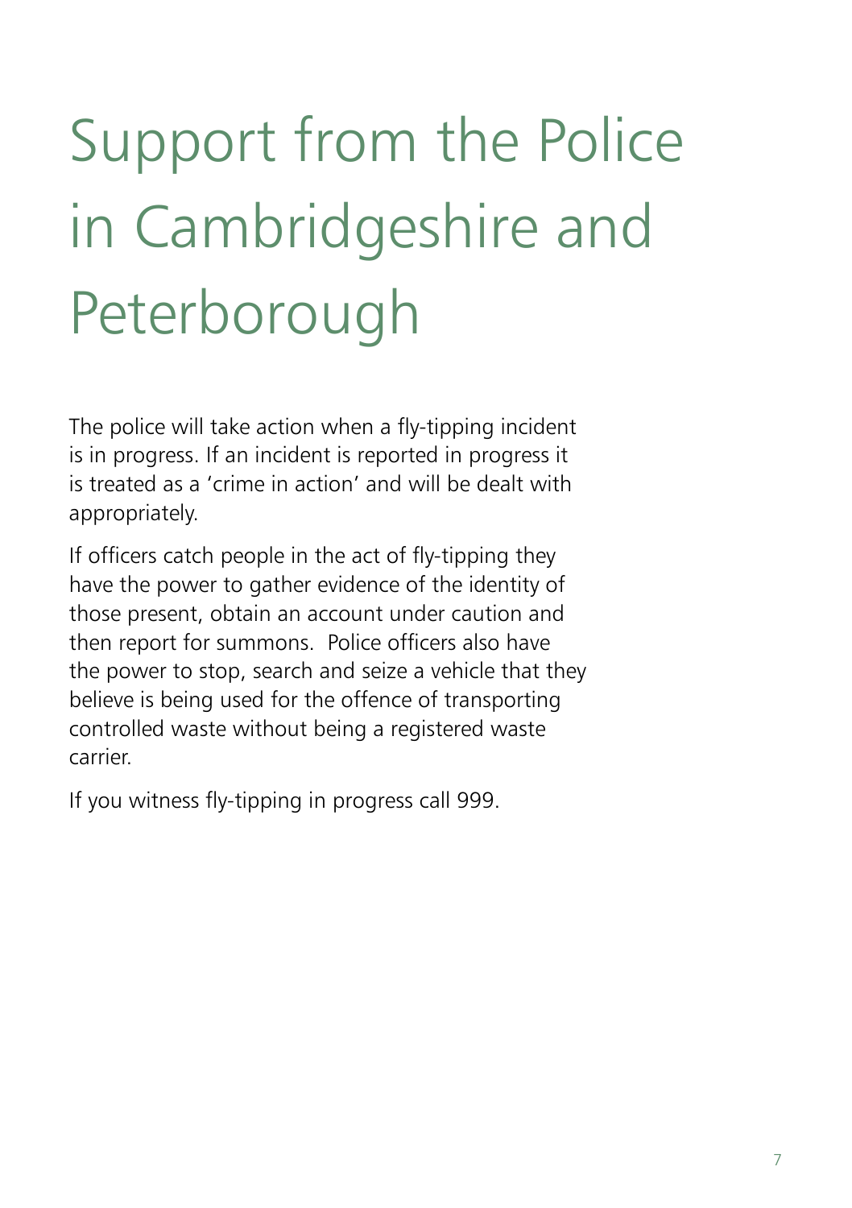# Support from the Police in Cambridgeshire and Peterborough

The police will take action when a fly-tipping incident is in progress. If an incident is reported in progress it is treated as a 'crime in action' and will be dealt with appropriately.

If officers catch people in the act of fly-tipping they have the power to gather evidence of the identity of those present, obtain an account under caution and then report for summons.  Police officers also have the power to stop, search and seize a vehicle that they believe is being used for the offence of transporting controlled waste without being a registered waste carrier.

If you witness fly-tipping in progress call 999.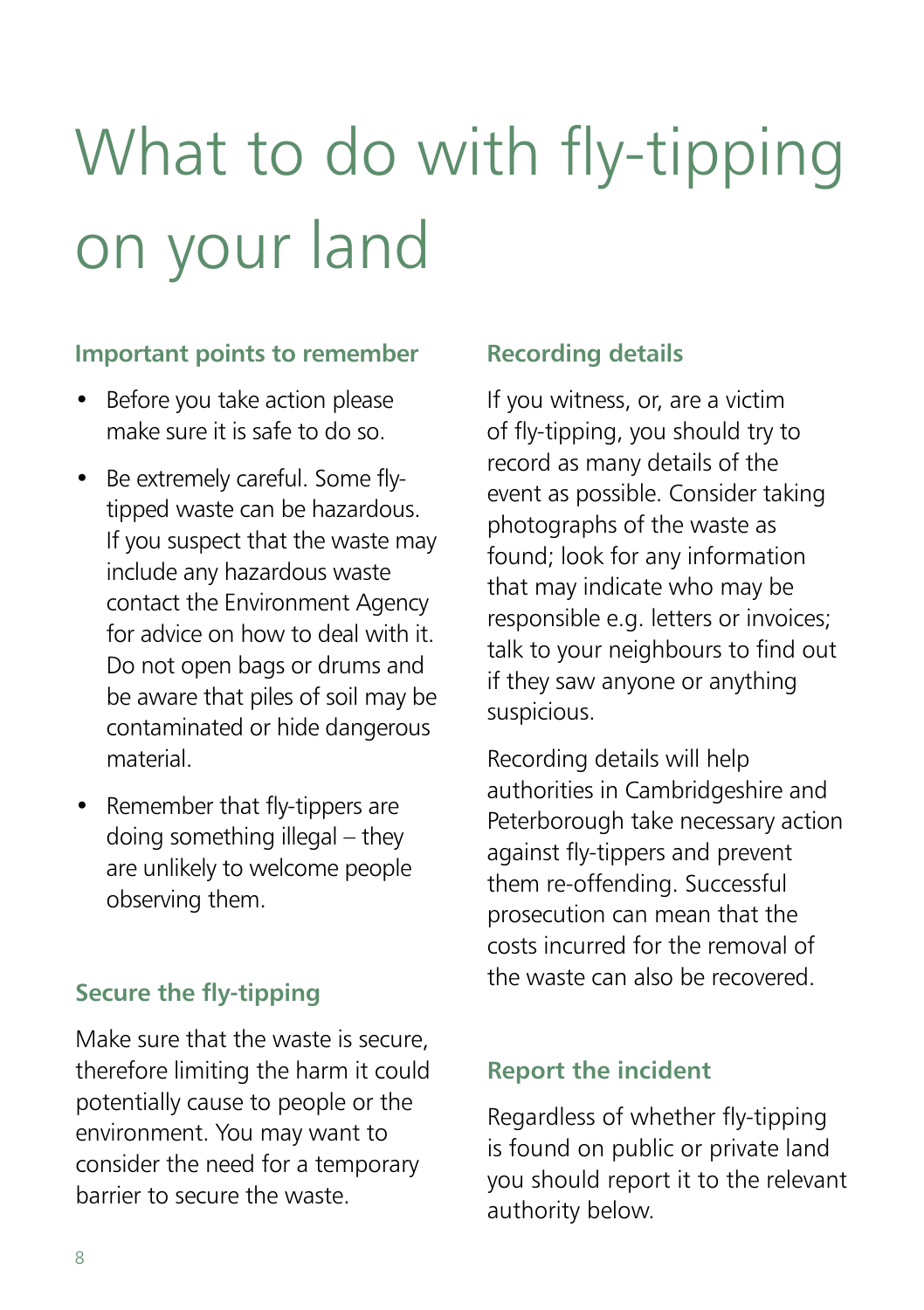# What to do with fly-tipping on your land

### Important points to remember

- Before you take action please make sure it is safe to do so.
- Be extremely careful. Some fly-tipped waste can be hazardous. If you suspect that the waste may include any hazardous waste contact the Environment Agency for advice on how to deal with it. Do not open bags or drums and be aware that piles of soil may be contaminated or hide dangerous material.
- Remember that fly-tippers are doing something illegal – they are unlikely to welcome people observing them.

### Secure the fly-tipping

Make sure that the waste is secure, therefore limiting the harm it could potentially cause to people or the environment. You may want to consider the need for a temporary barrier to secure the waste.

### Recording details

If you witness, or, are a victim of fly-tipping, you should try to record as many details of the event as possible. Consider taking photographs of the waste as found; look for any information that may indicate who may be responsible e.g. letters or invoices; talk to your neighbours to find out if they saw anyone or anything suspicious.

Recording details will help authorities in Cambridgeshire and Peterborough take necessary action against fly-tippers and prevent them re-offending. Successful prosecution can mean that the costs incurred for the removal of the waste can also be recovered.

### Report the incident

Regardless of whether fly-tipping is found on public or private land you should report it to the relevant authority below.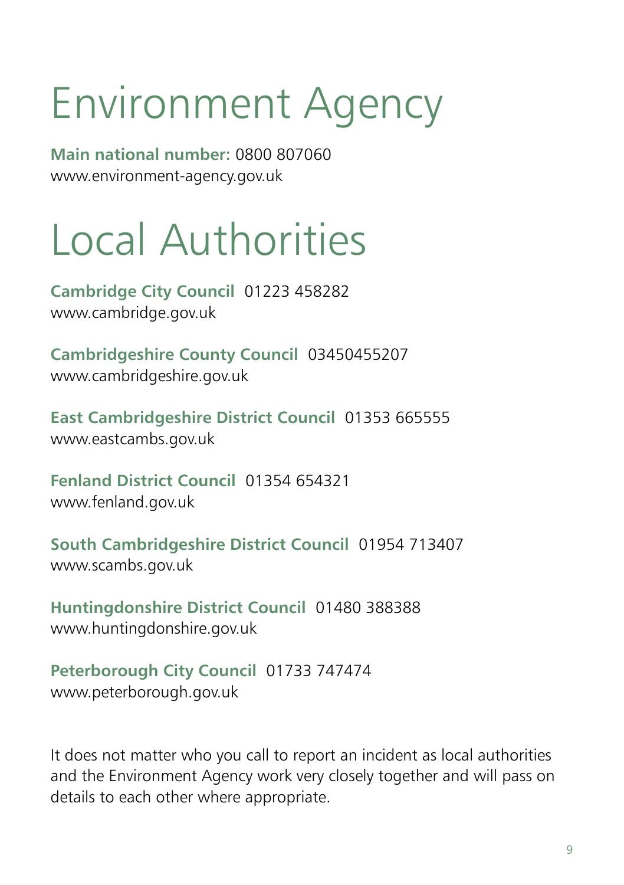# Environment Agency

**Main national number:** 0800 807060
www.environment-agency.gov.uk

# Local Authorities

**Cambridge City Council** 01223 458282
www.cambridge.gov.uk

**Cambridgeshire County Council** 03450455207
www.cambridgeshire.gov.uk

**East Cambridgeshire District Council** 01353 665555
www.eastcambs.gov.uk

**Fenland District Council** 01354 654321
www.fenland.gov.uk

**South Cambridgeshire District Council** 01954 713407
www.scambs.gov.uk

**Huntingdonshire District Council** 01480 388388
www.huntingdonshire.gov.uk

**Peterborough City Council** 01733 747474
www.peterborough.gov.uk

It does not matter who you call to report an incident as local authorities and the Environment Agency work very closely together and will pass on details to each other where appropriate.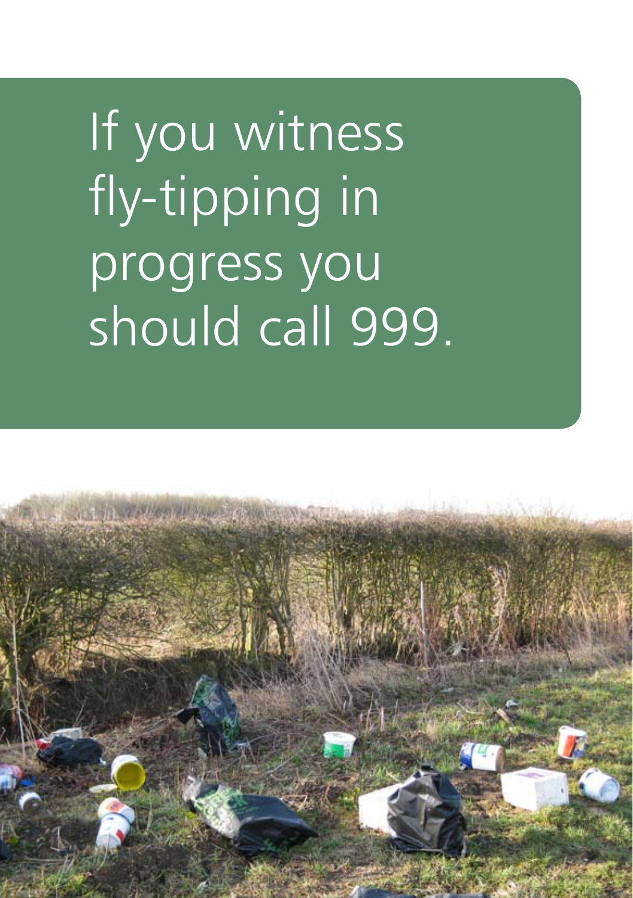If you witness fly-tipping in progress you should call 999.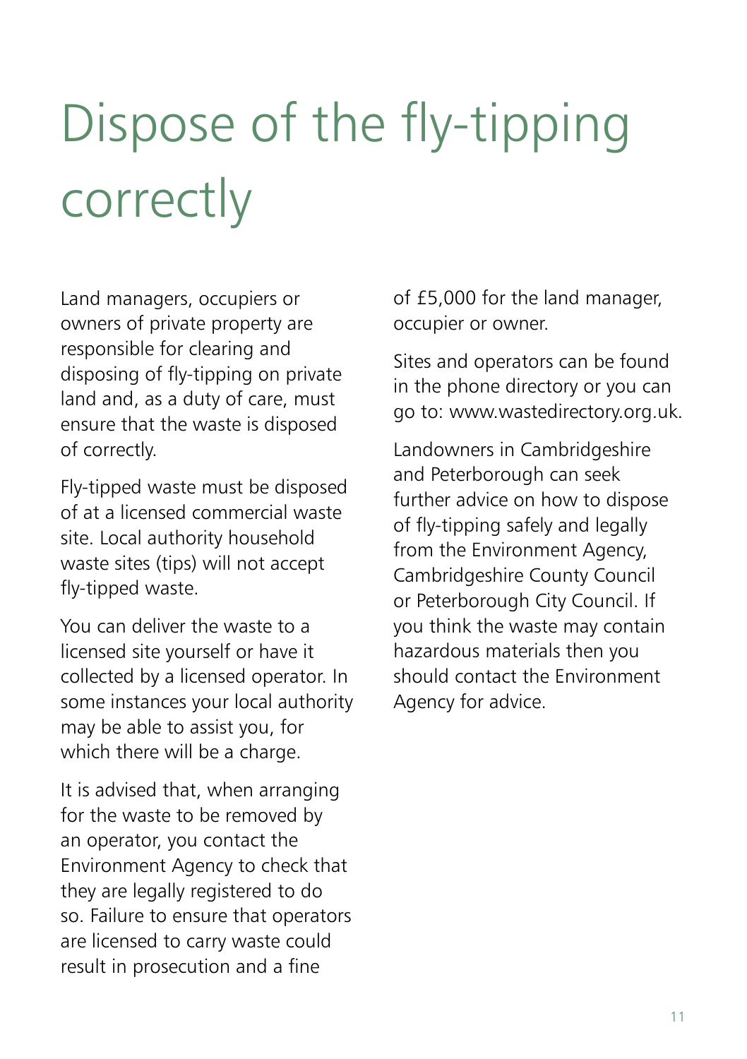# Dispose of the fly-tipping correctly

Land managers, occupiers or owners of private property are responsible for clearing and disposing of fly-tipping on private land and, as a duty of care, must ensure that the waste is disposed of correctly.

Fly-tipped waste must be disposed of at a licensed commercial waste site. Local authority household waste sites (tips) will not accept fly-tipped waste.

You can deliver the waste to a licensed site yourself or have it collected by a licensed operator. In some instances your local authority may be able to assist you, for which there will be a charge.

It is advised that, when arranging for the waste to be removed by an operator, you contact the Environment Agency to check that they are legally registered to do so. Failure to ensure that operators are licensed to carry waste could result in prosecution and a fine of £5,000 for the land manager, occupier or owner.

Sites and operators can be found in the phone directory or you can go to: www.wastedirectory.org.uk.

Landowners in Cambridgeshire and Peterborough can seek further advice on how to dispose of fly-tipping safely and legally from the Environment Agency, Cambridgeshire County Council or Peterborough City Council. If you think the waste may contain hazardous materials then you should contact the Environment Agency for advice.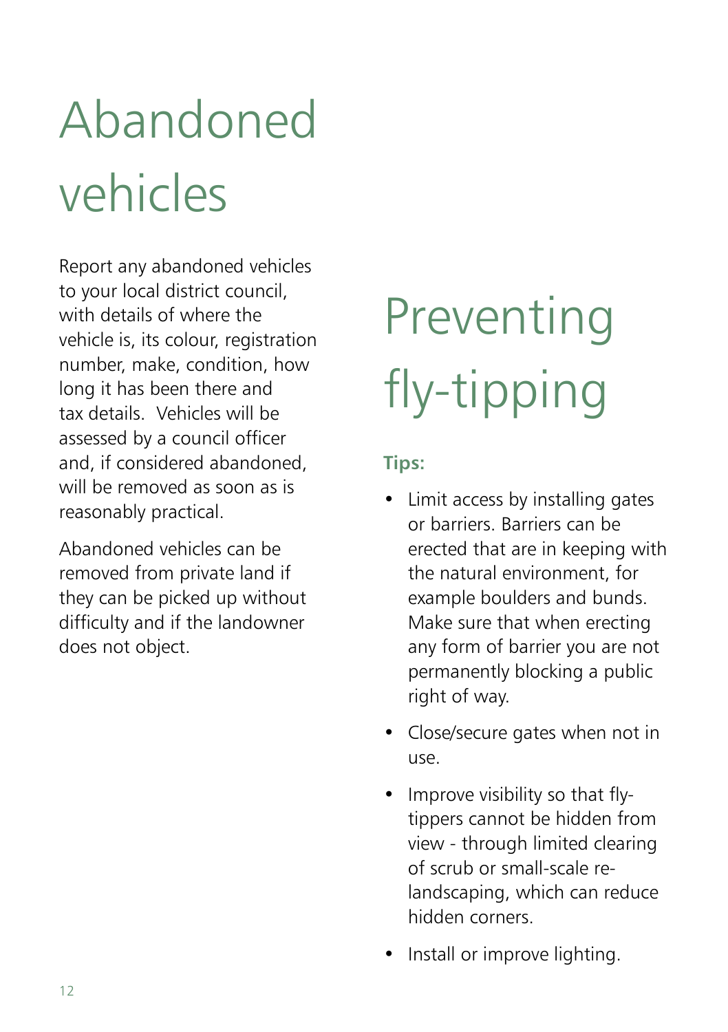# Abandoned vehicles

Report any abandoned vehicles to your local district council, with details of where the vehicle is, its colour, registration number, make, condition, how long it has been there and tax details. Vehicles will be assessed by a council officer and, if considered abandoned, will be removed as soon as is reasonably practical.

Abandoned vehicles can be removed from private land if they can be picked up without difficulty and if the landowner does not object.

# Preventing fly-tipping

**Tips:**

- Limit access by installing gates or barriers. Barriers can be erected that are in keeping with the natural environment, for example boulders and bunds. Make sure that when erecting any form of barrier you are not permanently blocking a public right of way.
- Close/secure gates when not in use.
- Improve visibility so that fly-tippers cannot be hidden from view - through limited clearing of scrub or small-scale re-landscaping, which can reduce hidden corners.
- Install or improve lighting.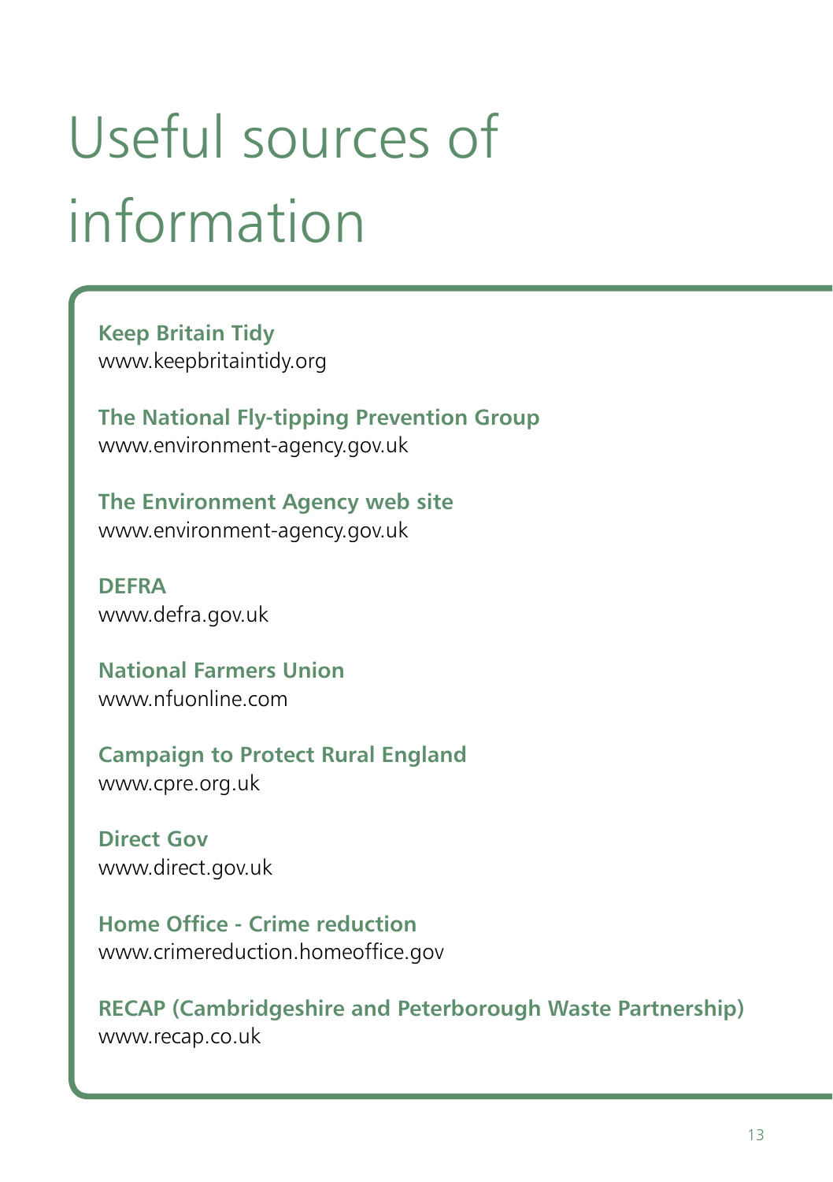# Useful sources of information

**Keep Britain Tidy**
www.keepbritaintidy.org

**The National Fly-tipping Prevention Group**
www.environment-agency.gov.uk

**The Environment Agency web site**
www.environment-agency.gov.uk

**DEFRA**
www.defra.gov.uk

**National Farmers Union**
www.nfuonline.com

**Campaign to Protect Rural England**
www.cpre.org.uk

**Direct Gov**
www.direct.gov.uk

**Home Office - Crime reduction**
www.crimereduction.homeoffice.gov

**RECAP (Cambridgeshire and Peterborough Waste Partnership)**
www.recap.co.uk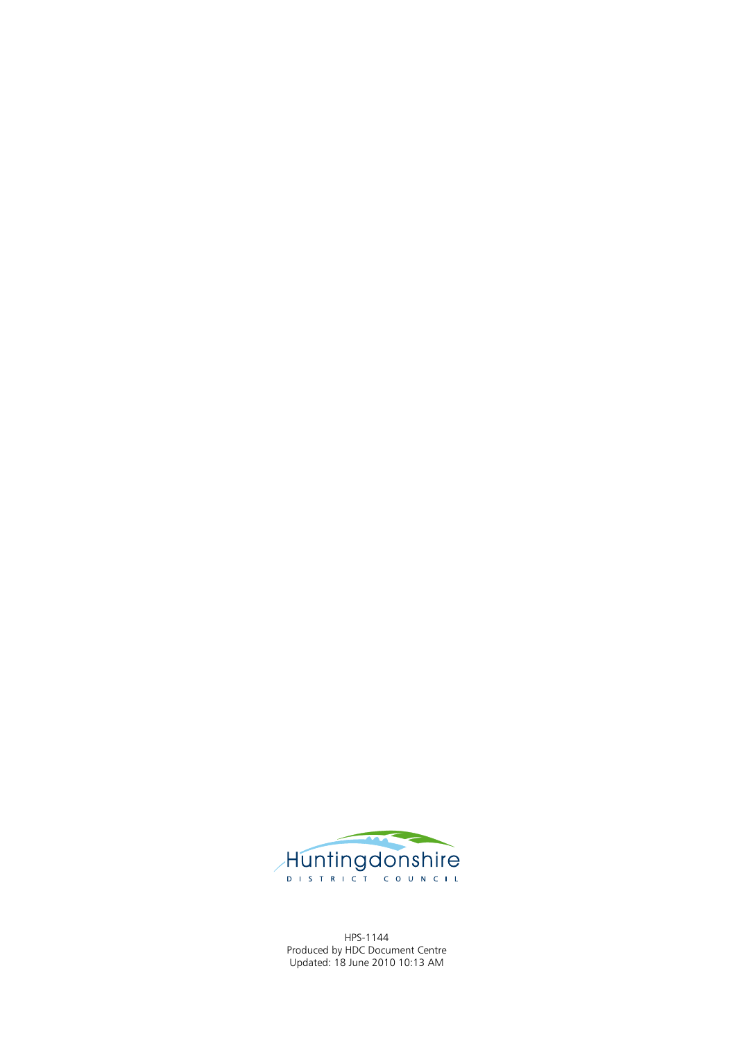Huntingdonshire

DISTRICT COUNCIL

HPS-1144
Produced by HDC Document Centre
Updated: 18 June 2010 10:13 AM